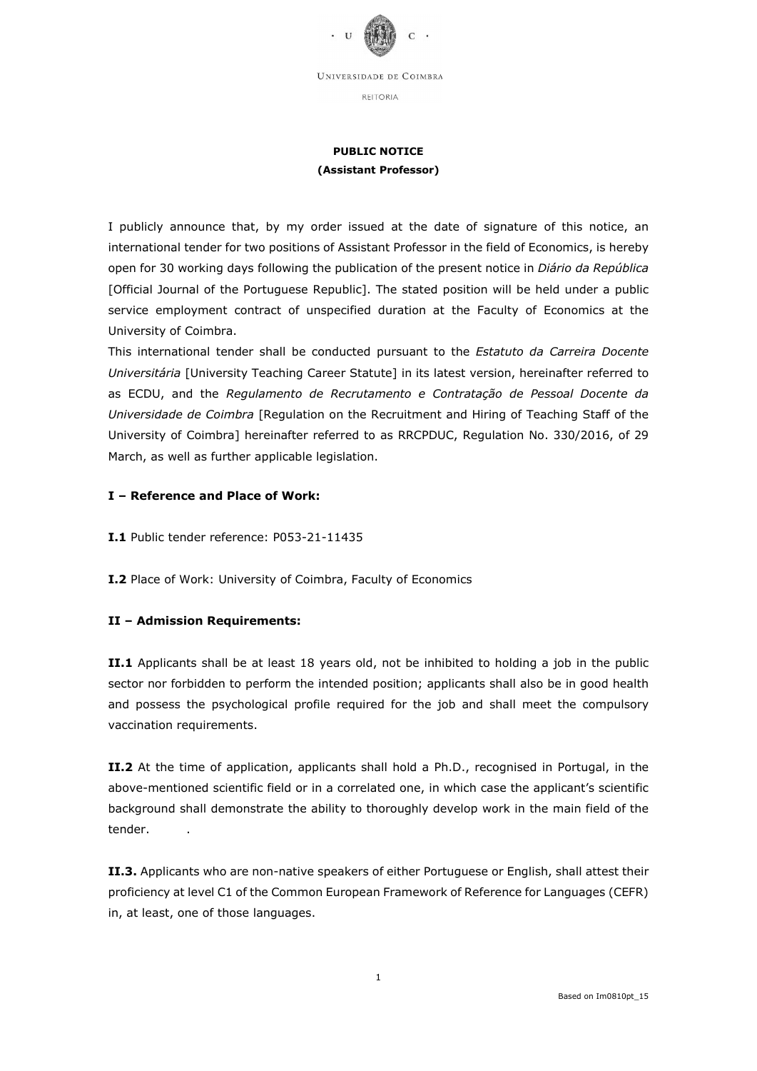UNIVERSIDADE DE COIMBRA

REITORIA

**PUBLIC NOTICE**
**(Assistant Professor)**

I publicly announce that, by my order issued at the date of signature of this notice, an international tender for two positions of Assistant Professor in the field of Economics, is hereby open for 30 working days following the publication of the present notice in *Diário da República* [Official Journal of the Portuguese Republic]. The stated position will be held under a public service employment contract of unspecified duration at the Faculty of Economics at the University of Coimbra.

This international tender shall be conducted pursuant to the *Estatuto da Carreira Docente Universitária* [University Teaching Career Statute] in its latest version, hereinafter referred to as ECDU, and the *Regulamento de Recrutamento e Contratação de Pessoal Docente da Universidade de Coimbra* [Regulation on the Recruitment and Hiring of Teaching Staff of the University of Coimbra] hereinafter referred to as RRCPDUC, Regulation No. 330/2016, of 29 March, as well as further applicable legislation.

### I – Reference and Place of Work:

**I.1** Public tender reference: P053-21-11435

**I.2** Place of Work: University of Coimbra, Faculty of Economics

### II – Admission Requirements:

**II.1** Applicants shall be at least 18 years old, not be inhibited to holding a job in the public sector nor forbidden to perform the intended position; applicants shall also be in good health and possess the psychological profile required for the job and shall meet the compulsory vaccination requirements.

**II.2** At the time of application, applicants shall hold a Ph.D., recognised in Portugal, in the above-mentioned scientific field or in a correlated one, in which case the applicant's scientific background shall demonstrate the ability to thoroughly develop work in the main field of the tender. .

**II.3.** Applicants who are non-native speakers of either Portuguese or English, shall attest their proficiency at level C1 of the Common European Framework of Reference for Languages (CEFR) in, at least, one of those languages.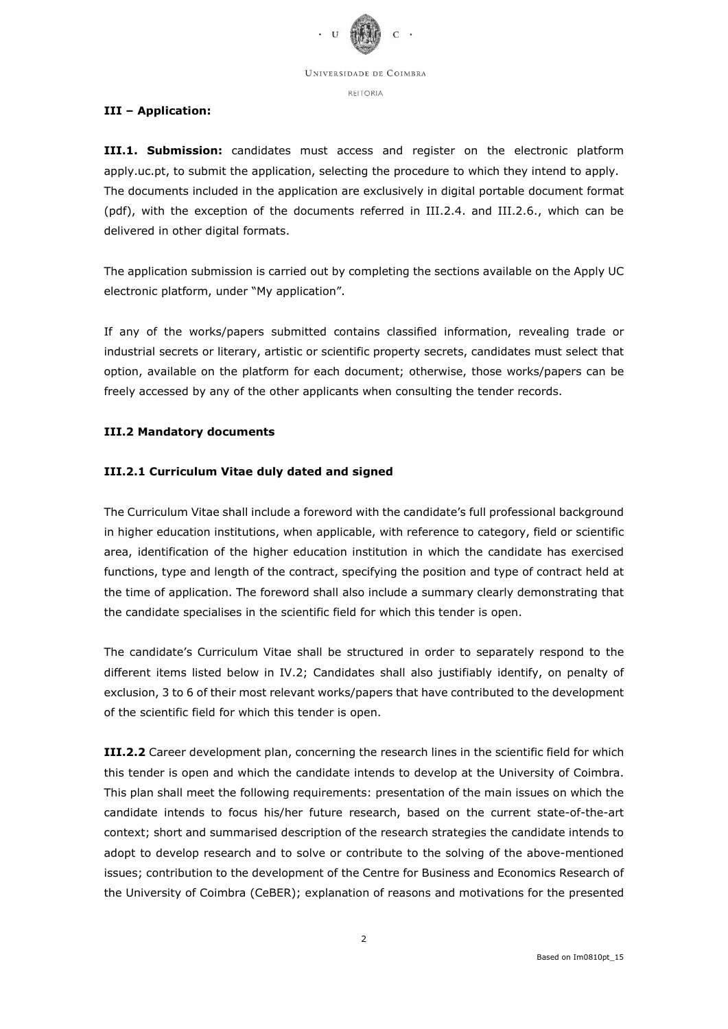**III – Application:**

**III.1. Submission:** candidates must access and register on the electronic platform apply.uc.pt, to submit the application, selecting the procedure to which they intend to apply. The documents included in the application are exclusively in digital portable document format (pdf), with the exception of the documents referred in III.2.4. and III.2.6., which can be delivered in other digital formats.

The application submission is carried out by completing the sections available on the Apply UC electronic platform, under "My application".

If any of the works/papers submitted contains classified information, revealing trade or industrial secrets or literary, artistic or scientific property secrets, candidates must select that option, available on the platform for each document; otherwise, those works/papers can be freely accessed by any of the other applicants when consulting the tender records.

**III.2 Mandatory documents**

**III.2.1 Curriculum Vitae duly dated and signed**

The Curriculum Vitae shall include a foreword with the candidate's full professional background in higher education institutions, when applicable, with reference to category, field or scientific area, identification of the higher education institution in which the candidate has exercised functions, type and length of the contract, specifying the position and type of contract held at the time of application. The foreword shall also include a summary clearly demonstrating that the candidate specialises in the scientific field for which this tender is open.

The candidate's Curriculum Vitae shall be structured in order to separately respond to the different items listed below in IV.2; Candidates shall also justifiably identify, on penalty of exclusion, 3 to 6 of their most relevant works/papers that have contributed to the development of the scientific field for which this tender is open.

**III.2.2** Career development plan, concerning the research lines in the scientific field for which this tender is open and which the candidate intends to develop at the University of Coimbra. This plan shall meet the following requirements: presentation of the main issues on which the candidate intends to focus his/her future research, based on the current state-of-the-art context; short and summarised description of the research strategies the candidate intends to adopt to develop research and to solve or contribute to the solving of the above-mentioned issues; contribution to the development of the Centre for Business and Economics Research of the University of Coimbra (CeBER); explanation of reasons and motivations for the presented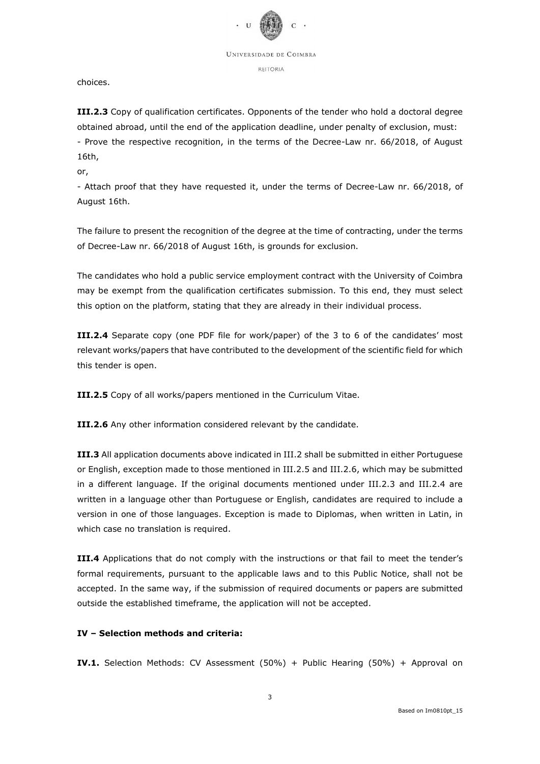choices.

**III.2.3** Copy of qualification certificates. Opponents of the tender who hold a doctoral degree obtained abroad, until the end of the application deadline, under penalty of exclusion, must:

- Prove the respective recognition, in the terms of the Decree-Law nr. 66/2018, of August 16th,

or,

- Attach proof that they have requested it, under the terms of Decree-Law nr. 66/2018, of August 16th.

The failure to present the recognition of the degree at the time of contracting, under the terms of Decree-Law nr. 66/2018 of August 16th, is grounds for exclusion.

The candidates who hold a public service employment contract with the University of Coimbra may be exempt from the qualification certificates submission. To this end, they must select this option on the platform, stating that they are already in their individual process.

**III.2.4** Separate copy (one PDF file for work/paper) of the 3 to 6 of the candidates' most relevant works/papers that have contributed to the development of the scientific field for which this tender is open.

**III.2.5** Copy of all works/papers mentioned in the Curriculum Vitae.

**III.2.6** Any other information considered relevant by the candidate.

**III.3** All application documents above indicated in III.2 shall be submitted in either Portuguese or English, exception made to those mentioned in III.2.5 and III.2.6, which may be submitted in a different language. If the original documents mentioned under III.2.3 and III.2.4 are written in a language other than Portuguese or English, candidates are required to include a version in one of those languages. Exception is made to Diplomas, when written in Latin, in which case no translation is required.

**III.4** Applications that do not comply with the instructions or that fail to meet the tender's formal requirements, pursuant to the applicable laws and to this Public Notice, shall not be accepted. In the same way, if the submission of required documents or papers are submitted outside the established timeframe, the application will not be accepted.

**IV – Selection methods and criteria:**

**IV.1.** Selection Methods: CV Assessment (50%) + Public Hearing (50%) + Approval on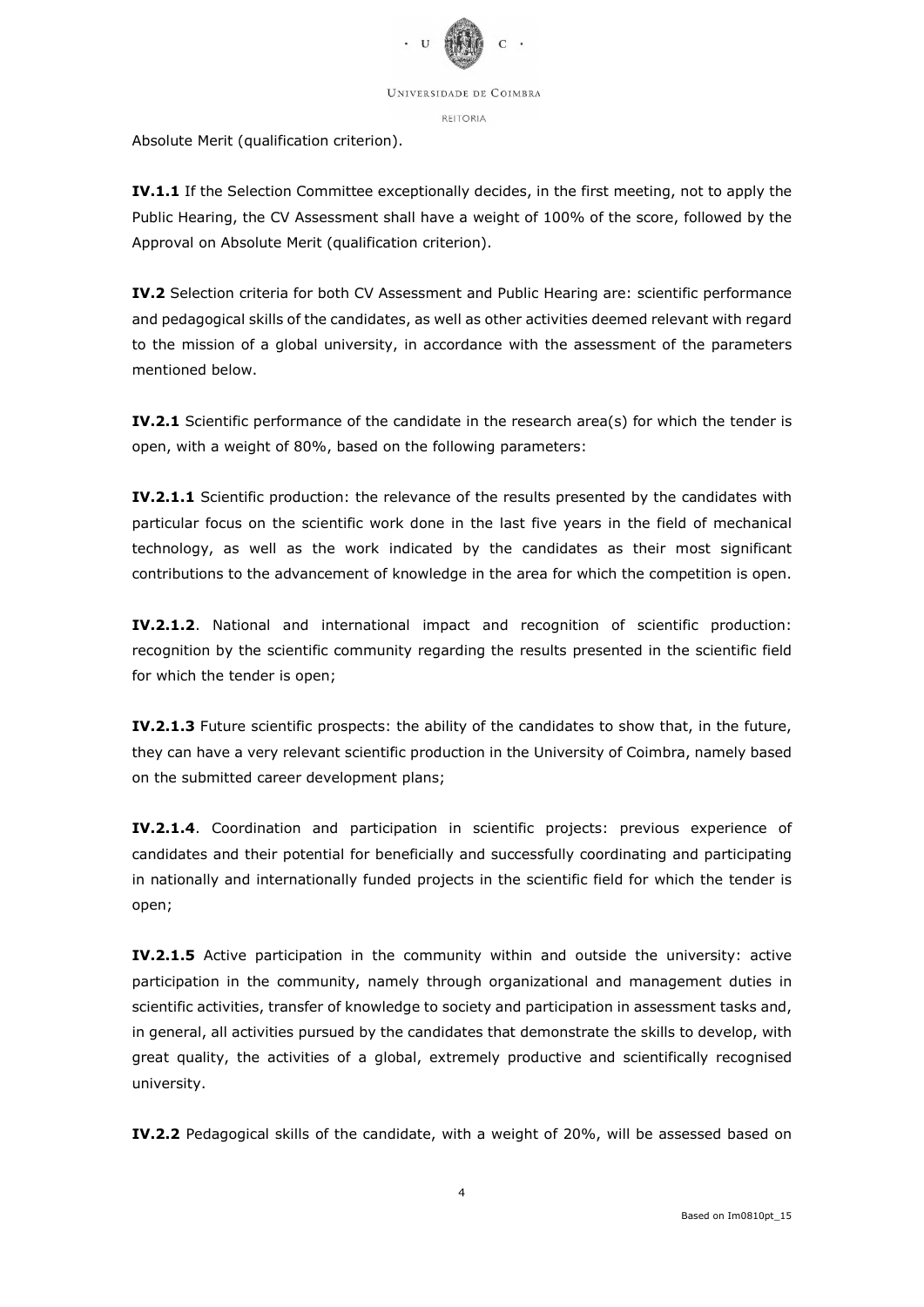Absolute Merit (qualification criterion).

**IV.1.1** If the Selection Committee exceptionally decides, in the first meeting, not to apply the Public Hearing, the CV Assessment shall have a weight of 100% of the score, followed by the Approval on Absolute Merit (qualification criterion).

**IV.2** Selection criteria for both CV Assessment and Public Hearing are: scientific performance and pedagogical skills of the candidates, as well as other activities deemed relevant with regard to the mission of a global university, in accordance with the assessment of the parameters mentioned below.

**IV.2.1** Scientific performance of the candidate in the research area(s) for which the tender is open, with a weight of 80%, based on the following parameters:

**IV.2.1.1** Scientific production: the relevance of the results presented by the candidates with particular focus on the scientific work done in the last five years in the field of mechanical technology, as well as the work indicated by the candidates as their most significant contributions to the advancement of knowledge in the area for which the competition is open.

**IV.2.1.2**. National and international impact and recognition of scientific production: recognition by the scientific community regarding the results presented in the scientific field for which the tender is open;

**IV.2.1.3** Future scientific prospects: the ability of the candidates to show that, in the future, they can have a very relevant scientific production in the University of Coimbra, namely based on the submitted career development plans;

**IV.2.1.4**. Coordination and participation in scientific projects: previous experience of candidates and their potential for beneficially and successfully coordinating and participating in nationally and internationally funded projects in the scientific field for which the tender is open;

**IV.2.1.5** Active participation in the community within and outside the university: active participation in the community, namely through organizational and management duties in scientific activities, transfer of knowledge to society and participation in assessment tasks and, in general, all activities pursued by the candidates that demonstrate the skills to develop, with great quality, the activities of a global, extremely productive and scientifically recognised university.

**IV.2.2** Pedagogical skills of the candidate, with a weight of 20%, will be assessed based on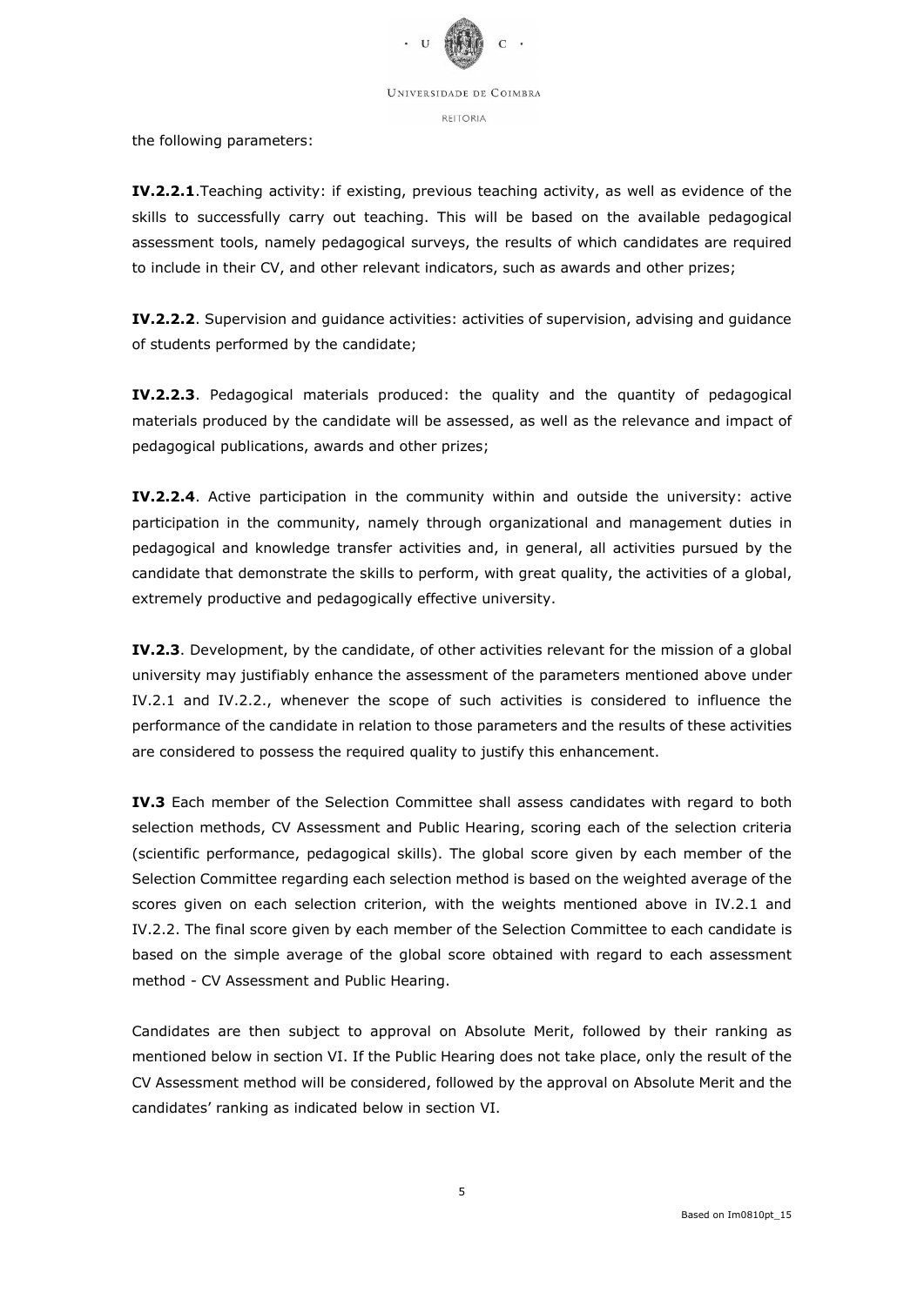the following parameters:

**IV.2.2.1**.Teaching activity: if existing, previous teaching activity, as well as evidence of the skills to successfully carry out teaching. This will be based on the available pedagogical assessment tools, namely pedagogical surveys, the results of which candidates are required to include in their CV, and other relevant indicators, such as awards and other prizes;

**IV.2.2.2**. Supervision and guidance activities: activities of supervision, advising and guidance of students performed by the candidate;

**IV.2.2.3**. Pedagogical materials produced: the quality and the quantity of pedagogical materials produced by the candidate will be assessed, as well as the relevance and impact of pedagogical publications, awards and other prizes;

**IV.2.2.4**. Active participation in the community within and outside the university: active participation in the community, namely through organizational and management duties in pedagogical and knowledge transfer activities and, in general, all activities pursued by the candidate that demonstrate the skills to perform, with great quality, the activities of a global, extremely productive and pedagogically effective university.

**IV.2.3**. Development, by the candidate, of other activities relevant for the mission of a global university may justifiably enhance the assessment of the parameters mentioned above under IV.2.1 and IV.2.2., whenever the scope of such activities is considered to influence the performance of the candidate in relation to those parameters and the results of these activities are considered to possess the required quality to justify this enhancement.

**IV.3** Each member of the Selection Committee shall assess candidates with regard to both selection methods, CV Assessment and Public Hearing, scoring each of the selection criteria (scientific performance, pedagogical skills). The global score given by each member of the Selection Committee regarding each selection method is based on the weighted average of the scores given on each selection criterion, with the weights mentioned above in IV.2.1 and IV.2.2. The final score given by each member of the Selection Committee to each candidate is based on the simple average of the global score obtained with regard to each assessment method - CV Assessment and Public Hearing.

Candidates are then subject to approval on Absolute Merit, followed by their ranking as mentioned below in section VI. If the Public Hearing does not take place, only the result of the CV Assessment method will be considered, followed by the approval on Absolute Merit and the candidates' ranking as indicated below in section VI.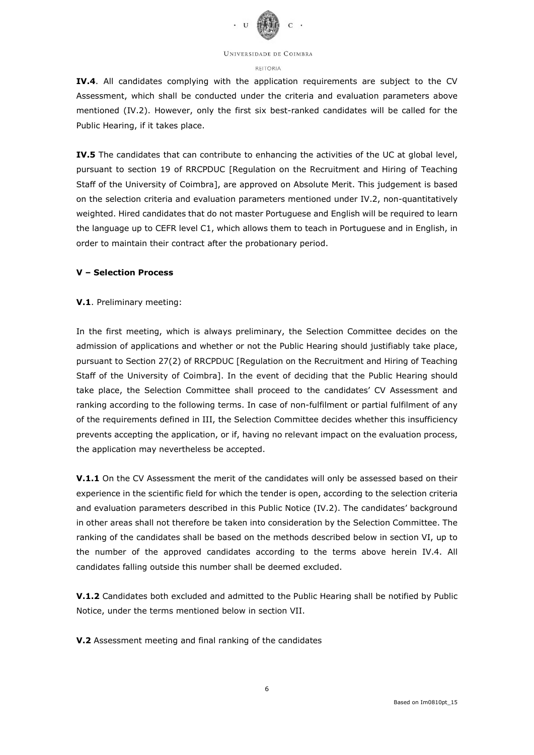**IV.4**. All candidates complying with the application requirements are subject to the CV Assessment, which shall be conducted under the criteria and evaluation parameters above mentioned (IV.2). However, only the first six best-ranked candidates will be called for the Public Hearing, if it takes place.

**IV.5** The candidates that can contribute to enhancing the activities of the UC at global level, pursuant to section 19 of RRCPDUC [Regulation on the Recruitment and Hiring of Teaching Staff of the University of Coimbra], are approved on Absolute Merit. This judgement is based on the selection criteria and evaluation parameters mentioned under IV.2, non-quantitatively weighted. Hired candidates that do not master Portuguese and English will be required to learn the language up to CEFR level C1, which allows them to teach in Portuguese and in English, in order to maintain their contract after the probationary period.

### V – Selection Process

**V.1**. Preliminary meeting:

In the first meeting, which is always preliminary, the Selection Committee decides on the admission of applications and whether or not the Public Hearing should justifiably take place, pursuant to Section 27(2) of RRCPDUC [Regulation on the Recruitment and Hiring of Teaching Staff of the University of Coimbra]. In the event of deciding that the Public Hearing should take place, the Selection Committee shall proceed to the candidates' CV Assessment and ranking according to the following terms. In case of non-fulfilment or partial fulfilment of any of the requirements defined in III, the Selection Committee decides whether this insufficiency prevents accepting the application, or if, having no relevant impact on the evaluation process, the application may nevertheless be accepted.

**V.1.1** On the CV Assessment the merit of the candidates will only be assessed based on their experience in the scientific field for which the tender is open, according to the selection criteria and evaluation parameters described in this Public Notice (IV.2). The candidates' background in other areas shall not therefore be taken into consideration by the Selection Committee. The ranking of the candidates shall be based on the methods described below in section VI, up to the number of the approved candidates according to the terms above herein IV.4. All candidates falling outside this number shall be deemed excluded.

**V.1.2** Candidates both excluded and admitted to the Public Hearing shall be notified by Public Notice, under the terms mentioned below in section VII.

**V.2** Assessment meeting and final ranking of the candidates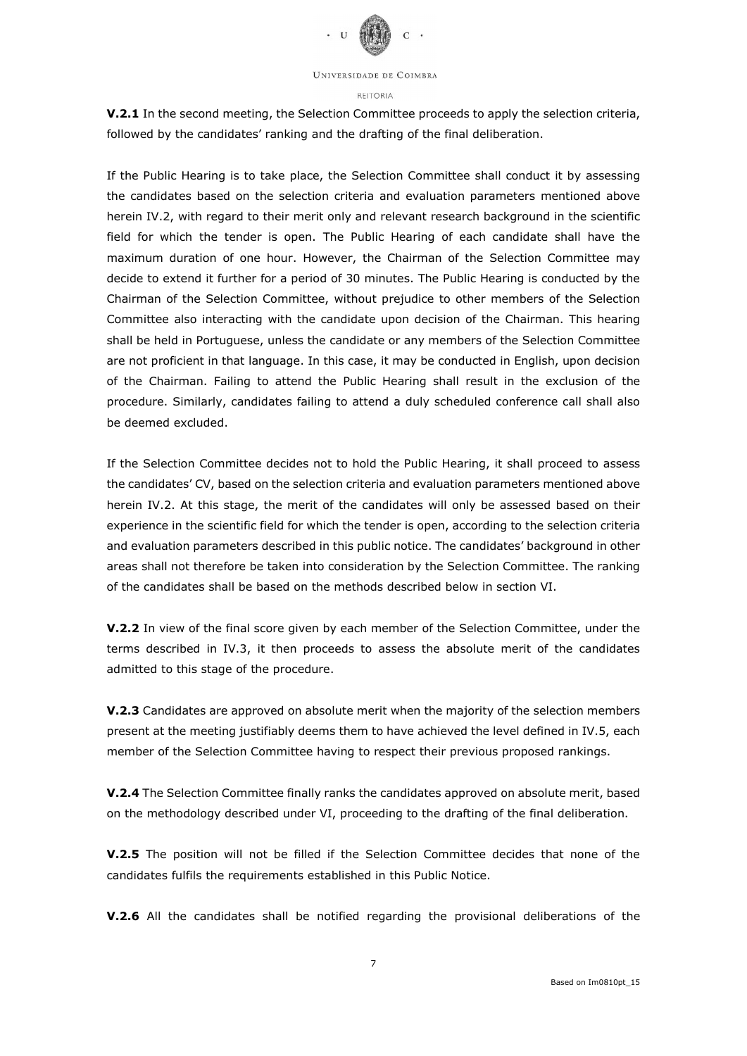**V.2.1** In the second meeting, the Selection Committee proceeds to apply the selection criteria, followed by the candidates' ranking and the drafting of the final deliberation.

If the Public Hearing is to take place, the Selection Committee shall conduct it by assessing the candidates based on the selection criteria and evaluation parameters mentioned above herein IV.2, with regard to their merit only and relevant research background in the scientific field for which the tender is open. The Public Hearing of each candidate shall have the maximum duration of one hour. However, the Chairman of the Selection Committee may decide to extend it further for a period of 30 minutes. The Public Hearing is conducted by the Chairman of the Selection Committee, without prejudice to other members of the Selection Committee also interacting with the candidate upon decision of the Chairman. This hearing shall be held in Portuguese, unless the candidate or any members of the Selection Committee are not proficient in that language. In this case, it may be conducted in English, upon decision of the Chairman. Failing to attend the Public Hearing shall result in the exclusion of the procedure. Similarly, candidates failing to attend a duly scheduled conference call shall also be deemed excluded.

If the Selection Committee decides not to hold the Public Hearing, it shall proceed to assess the candidates' CV, based on the selection criteria and evaluation parameters mentioned above herein IV.2. At this stage, the merit of the candidates will only be assessed based on their experience in the scientific field for which the tender is open, according to the selection criteria and evaluation parameters described in this public notice. The candidates' background in other areas shall not therefore be taken into consideration by the Selection Committee. The ranking of the candidates shall be based on the methods described below in section VI.

**V.2.2** In view of the final score given by each member of the Selection Committee, under the terms described in IV.3, it then proceeds to assess the absolute merit of the candidates admitted to this stage of the procedure.

**V.2.3** Candidates are approved on absolute merit when the majority of the selection members present at the meeting justifiably deems them to have achieved the level defined in IV.5, each member of the Selection Committee having to respect their previous proposed rankings.

**V.2.4** The Selection Committee finally ranks the candidates approved on absolute merit, based on the methodology described under VI, proceeding to the drafting of the final deliberation.

**V.2.5** The position will not be filled if the Selection Committee decides that none of the candidates fulfils the requirements established in this Public Notice.

**V.2.6** All the candidates shall be notified regarding the provisional deliberations of the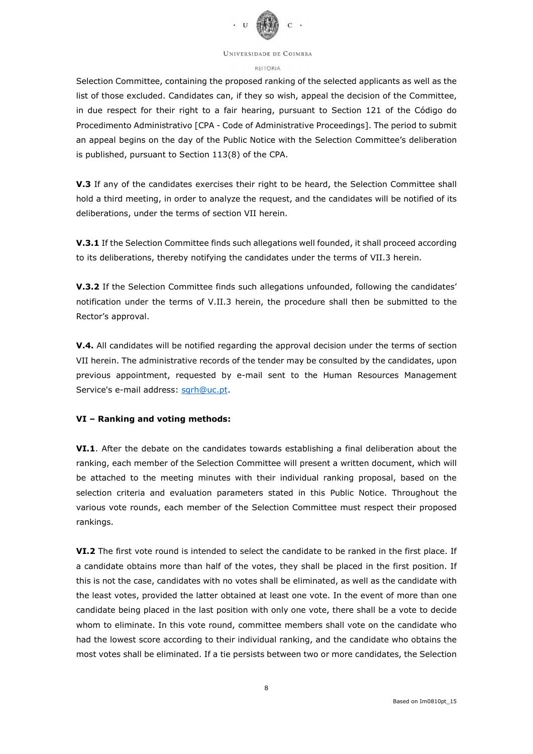Selection Committee, containing the proposed ranking of the selected applicants as well as the list of those excluded. Candidates can, if they so wish, appeal the decision of the Committee, in due respect for their right to a fair hearing, pursuant to Section 121 of the Código do Procedimento Administrativo [CPA - Code of Administrative Proceedings]. The period to submit an appeal begins on the day of the Public Notice with the Selection Committee's deliberation is published, pursuant to Section 113(8) of the CPA.

**V.3** If any of the candidates exercises their right to be heard, the Selection Committee shall hold a third meeting, in order to analyze the request, and the candidates will be notified of its deliberations, under the terms of section VII herein.

**V.3.1** If the Selection Committee finds such allegations well founded, it shall proceed according to its deliberations, thereby notifying the candidates under the terms of VII.3 herein.

**V.3.2** If the Selection Committee finds such allegations unfounded, following the candidates' notification under the terms of V.II.3 herein, the procedure shall then be submitted to the Rector's approval.

**V.4.** All candidates will be notified regarding the approval decision under the terms of section VII herein. The administrative records of the tender may be consulted by the candidates, upon previous appointment, requested by e-mail sent to the Human Resources Management Service's e-mail address: sgrh@uc.pt.

**VI – Ranking and voting methods:**

**VI.1**. After the debate on the candidates towards establishing a final deliberation about the ranking, each member of the Selection Committee will present a written document, which will be attached to the meeting minutes with their individual ranking proposal, based on the selection criteria and evaluation parameters stated in this Public Notice. Throughout the various vote rounds, each member of the Selection Committee must respect their proposed rankings.

**VI.2** The first vote round is intended to select the candidate to be ranked in the first place. If a candidate obtains more than half of the votes, they shall be placed in the first position. If this is not the case, candidates with no votes shall be eliminated, as well as the candidate with the least votes, provided the latter obtained at least one vote. In the event of more than one candidate being placed in the last position with only one vote, there shall be a vote to decide whom to eliminate. In this vote round, committee members shall vote on the candidate who had the lowest score according to their individual ranking, and the candidate who obtains the most votes shall be eliminated. If a tie persists between two or more candidates, the Selection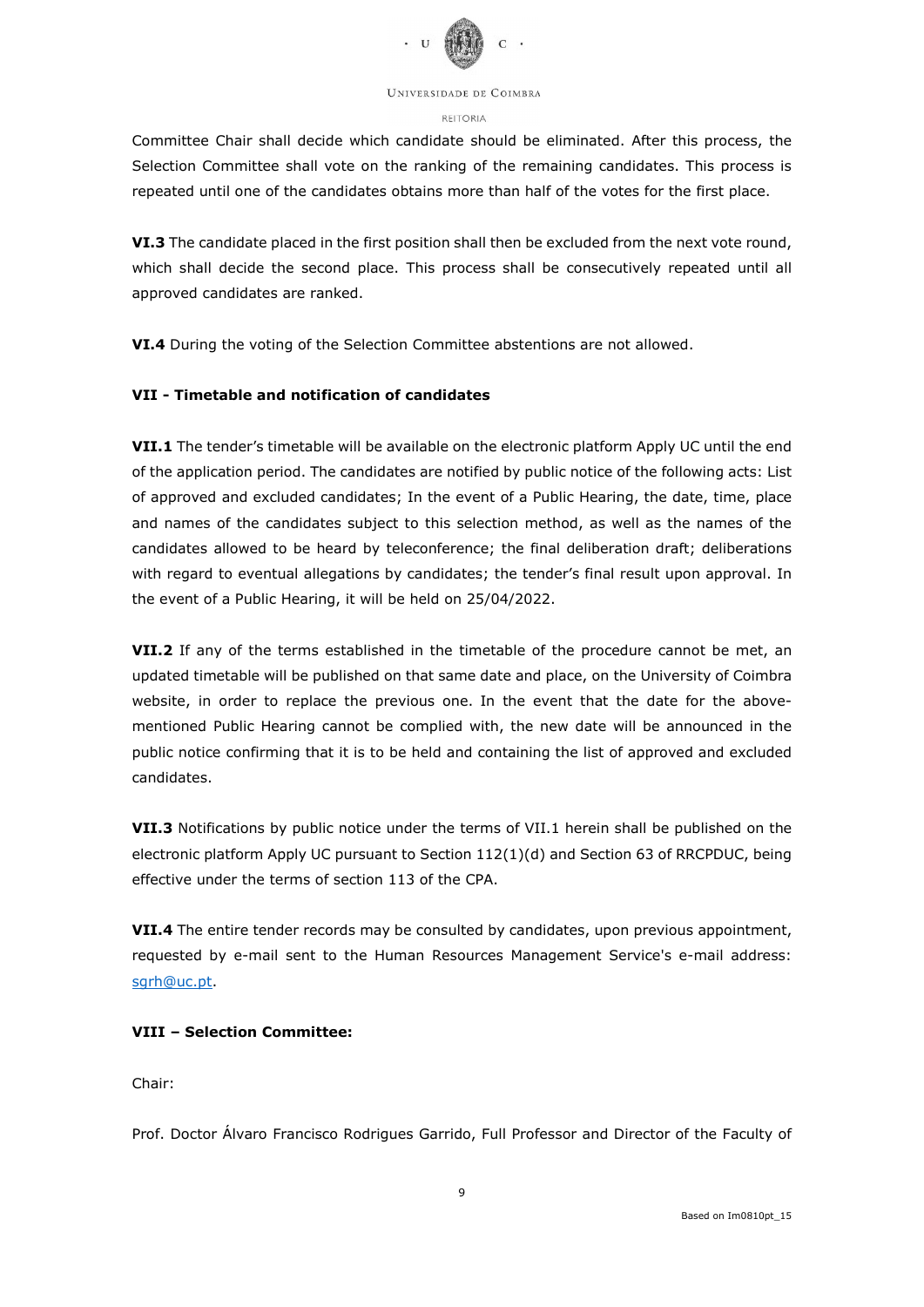Committee Chair shall decide which candidate should be eliminated. After this process, the Selection Committee shall vote on the ranking of the remaining candidates. This process is repeated until one of the candidates obtains more than half of the votes for the first place.

**VI.3** The candidate placed in the first position shall then be excluded from the next vote round, which shall decide the second place. This process shall be consecutively repeated until all approved candidates are ranked.

**VI.4** During the voting of the Selection Committee abstentions are not allowed.

**VII - Timetable and notification of candidates**

**VII.1** The tender's timetable will be available on the electronic platform Apply UC until the end of the application period. The candidates are notified by public notice of the following acts: List of approved and excluded candidates; In the event of a Public Hearing, the date, time, place and names of the candidates subject to this selection method, as well as the names of the candidates allowed to be heard by teleconference; the final deliberation draft; deliberations with regard to eventual allegations by candidates; the tender's final result upon approval. In the event of a Public Hearing, it will be held on 25/04/2022.

**VII.2** If any of the terms established in the timetable of the procedure cannot be met, an updated timetable will be published on that same date and place, on the University of Coimbra website, in order to replace the previous one. In the event that the date for the above-mentioned Public Hearing cannot be complied with, the new date will be announced in the public notice confirming that it is to be held and containing the list of approved and excluded candidates.

**VII.3** Notifications by public notice under the terms of VII.1 herein shall be published on the electronic platform Apply UC pursuant to Section 112(1)(d) and Section 63 of RRCPDUC, being effective under the terms of section 113 of the CPA.

**VII.4** The entire tender records may be consulted by candidates, upon previous appointment, requested by e-mail sent to the Human Resources Management Service's e-mail address: sgrh@uc.pt.

**VIII – Selection Committee:**

Chair:

Prof. Doctor Álvaro Francisco Rodrigues Garrido, Full Professor and Director of the Faculty of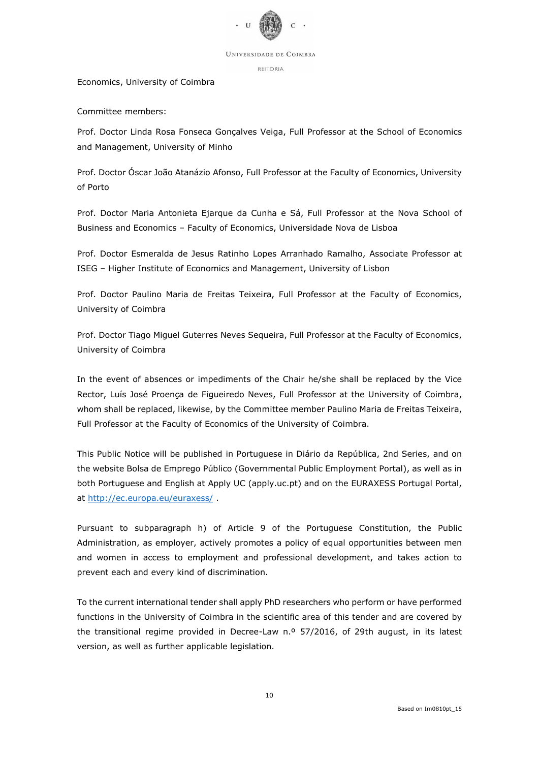Economics, University of Coimbra

Committee members:

Prof. Doctor Linda Rosa Fonseca Gonçalves Veiga, Full Professor at the School of Economics and Management, University of Minho

Prof. Doctor Óscar João Atanázio Afonso, Full Professor at the Faculty of Economics, University of Porto

Prof. Doctor Maria Antonieta Ejarque da Cunha e Sá, Full Professor at the Nova School of Business and Economics – Faculty of Economics, Universidade Nova de Lisboa

Prof. Doctor Esmeralda de Jesus Ratinho Lopes Arranhado Ramalho, Associate Professor at ISEG – Higher Institute of Economics and Management, University of Lisbon

Prof. Doctor Paulino Maria de Freitas Teixeira, Full Professor at the Faculty of Economics, University of Coimbra

Prof. Doctor Tiago Miguel Guterres Neves Sequeira, Full Professor at the Faculty of Economics, University of Coimbra

In the event of absences or impediments of the Chair he/she shall be replaced by the Vice Rector, Luís José Proença de Figueiredo Neves, Full Professor at the University of Coimbra, whom shall be replaced, likewise, by the Committee member Paulino Maria de Freitas Teixeira, Full Professor at the Faculty of Economics of the University of Coimbra.

This Public Notice will be published in Portuguese in Diário da República, 2nd Series, and on the website Bolsa de Emprego Público (Governmental Public Employment Portal), as well as in both Portuguese and English at Apply UC (apply.uc.pt) and on the EURAXESS Portugal Portal, at http://ec.europa.eu/euraxess/ .

Pursuant to subparagraph h) of Article 9 of the Portuguese Constitution, the Public Administration, as employer, actively promotes a policy of equal opportunities between men and women in access to employment and professional development, and takes action to prevent each and every kind of discrimination.

To the current international tender shall apply PhD researchers who perform or have performed functions in the University of Coimbra in the scientific area of this tender and are covered by the transitional regime provided in Decree-Law n.º 57/2016, of 29th august, in its latest version, as well as further applicable legislation.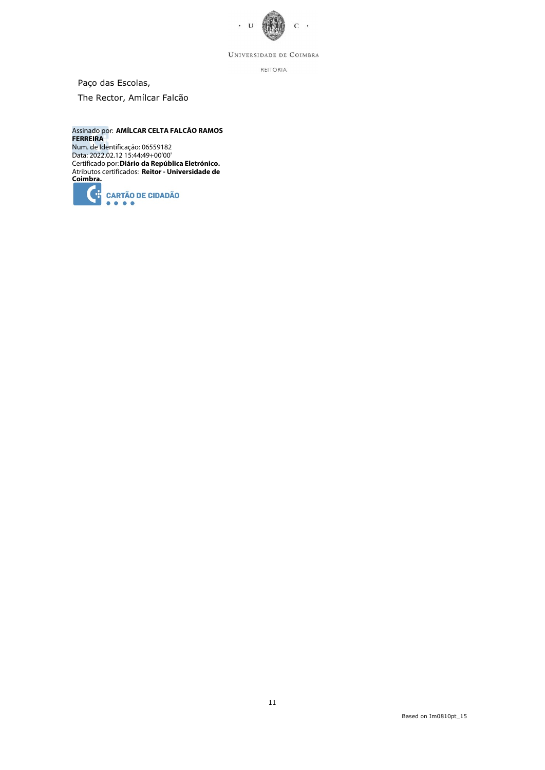Paço das Escolas,

The Rector, Amílcar Falcão

Assinado por: **AMÍLCAR CELTA FALCÃO RAMOS FERREIRA**
Num. de Identificação: 06559182
Data: 2022.02.12 15:44:49+00'00'
Certificado por: **Diário da República Eletrónico.**
Atributos certificados: **Reitor - Universidade de Coimbra.**

Based on Im0810pt_15